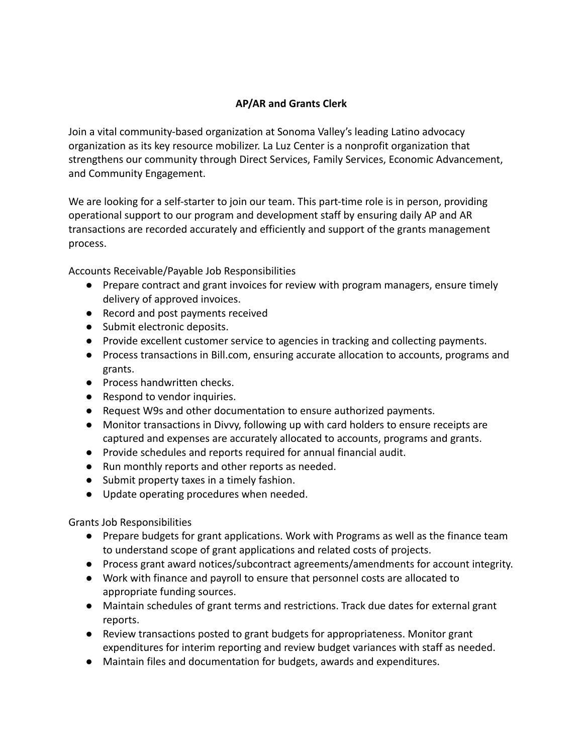# AP/AR and Grants Clerk

Join a vital community-based organization at Sonoma Valley's leading Latino advocacy organization as its key resource mobilizer. La Luz Center is a nonprofit organization that strengthens our community through Direct Services, Family Services, Economic Advancement, and Community Engagement.

We are looking for a self-starter to join our team. This part-time role is in person, providing operational support to our program and development staff by ensuring daily AP and AR transactions are recorded accurately and efficiently and support of the grants management process.

Accounts Receivable/Payable Job Responsibilities

- Prepare contract and grant invoices for review with program managers, ensure timely delivery of approved invoices.
- Record and post payments received
- Submit electronic deposits.
- Provide excellent customer service to agencies in tracking and collecting payments.
- Process transactions in Bill.com, ensuring accurate allocation to accounts, programs and grants.
- Process handwritten checks.
- Respond to vendor inquiries.
- Request W9s and other documentation to ensure authorized payments.
- Monitor transactions in Divvy, following up with card holders to ensure receipts are captured and expenses are accurately allocated to accounts, programs and grants.
- Provide schedules and reports required for annual financial audit.
- Run monthly reports and other reports as needed.
- Submit property taxes in a timely fashion.
- Update operating procedures when needed.

Grants Job Responsibilities

- Prepare budgets for grant applications. Work with Programs as well as the finance team to understand scope of grant applications and related costs of projects.
- Process grant award notices/subcontract agreements/amendments for account integrity.
- Work with finance and payroll to ensure that personnel costs are allocated to appropriate funding sources.
- Maintain schedules of grant terms and restrictions. Track due dates for external grant reports.
- Review transactions posted to grant budgets for appropriateness. Monitor grant expenditures for interim reporting and review budget variances with staff as needed.
- Maintain files and documentation for budgets, awards and expenditures.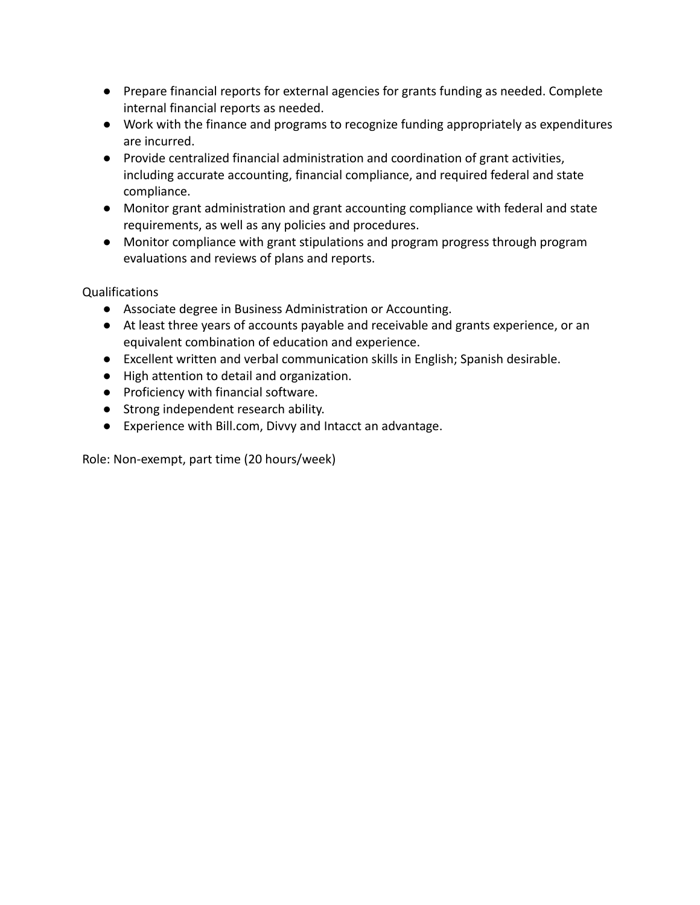- Prepare financial reports for external agencies for grants funding as needed. Complete internal financial reports as needed.
- Work with the finance and programs to recognize funding appropriately as expenditures are incurred.
- Provide centralized financial administration and coordination of grant activities, including accurate accounting, financial compliance, and required federal and state compliance.
- Monitor grant administration and grant accounting compliance with federal and state requirements, as well as any policies and procedures.
- Monitor compliance with grant stipulations and program progress through program evaluations and reviews of plans and reports.

Qualifications

- Associate degree in Business Administration or Accounting.
- At least three years of accounts payable and receivable and grants experience, or an equivalent combination of education and experience.
- Excellent written and verbal communication skills in English; Spanish desirable.
- High attention to detail and organization.
- Proficiency with financial software.
- Strong independent research ability.
- Experience with Bill.com, Divvy and Intacct an advantage.

Role: Non-exempt, part time (20 hours/week)